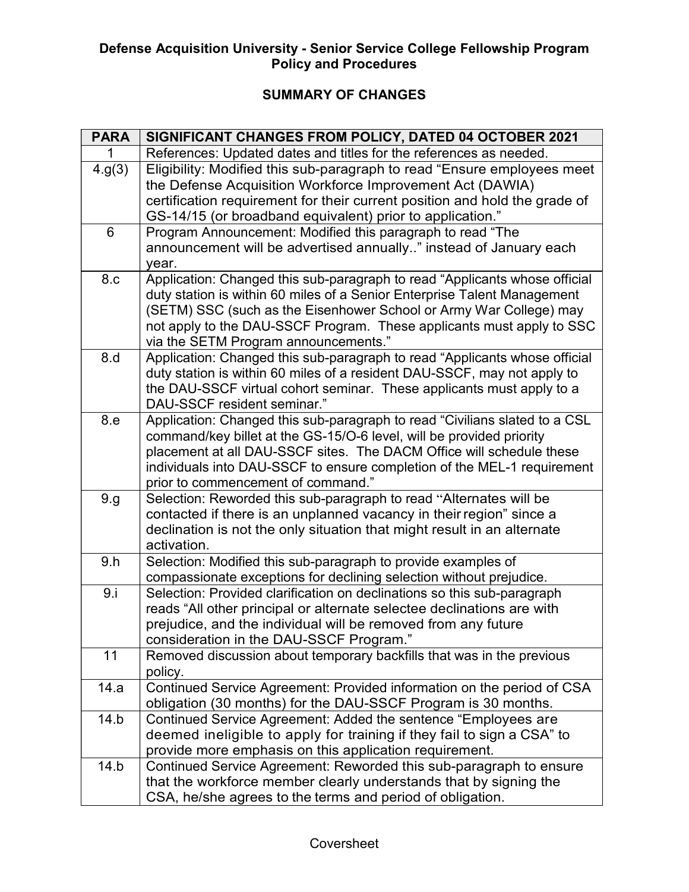**Defense Acquisition University - Senior Service College Fellowship Program Policy and Procedures**

**SUMMARY OF CHANGES**

| PARA | SIGNIFICANT CHANGES FROM POLICY, DATED 04 OCTOBER 2021 |
|---|---|
| 1 | References: Updated dates and titles for the references as needed. |
| 4.g(3) | Eligibility: Modified this sub-paragraph to read "Ensure employees meet the Defense Acquisition Workforce Improvement Act (DAWIA) certification requirement for their current position and hold the grade of GS-14/15 (or broadband equivalent) prior to application." |
| 6 | Program Announcement: Modified this paragraph to read "The announcement will be advertised annually.." instead of January each year. |
| 8.c | Application: Changed this sub-paragraph to read "Applicants whose official duty station is within 60 miles of a Senior Enterprise Talent Management (SETM) SSC (such as the Eisenhower School or Army War College) may not apply to the DAU-SSCF Program. These applicants must apply to SSC via the SETM Program announcements." |
| 8.d | Application: Changed this sub-paragraph to read "Applicants whose official duty station is within 60 miles of a resident DAU-SSCF, may not apply to the DAU-SSCF virtual cohort seminar. These applicants must apply to a DAU-SSCF resident seminar." |
| 8.e | Application: Changed this sub-paragraph to read "Civilians slated to a CSL command/key billet at the GS-15/O-6 level, will be provided priority placement at all DAU-SSCF sites. The DACM Office will schedule these individuals into DAU-SSCF to ensure completion of the MEL-1 requirement prior to commencement of command." |
| 9.g | Selection: Reworded this sub-paragraph to read "Alternates will be contacted if there is an unplanned vacancy in their region" since a declination is not the only situation that might result in an alternate activation. |
| 9.h | Selection: Modified this sub-paragraph to provide examples of compassionate exceptions for declining selection without prejudice. |
| 9.i | Selection: Provided clarification on declinations so this sub-paragraph reads "All other principal or alternate selectee declinations are with prejudice, and the individual will be removed from any future consideration in the DAU-SSCF Program." |
| 11 | Removed discussion about temporary backfills that was in the previous policy. |
| 14.a | Continued Service Agreement: Provided information on the period of CSA obligation (30 months) for the DAU-SSCF Program is 30 months. |
| 14.b | Continued Service Agreement: Added the sentence "Employees are deemed ineligible to apply for training if they fail to sign a CSA" to provide more emphasis on this application requirement. |
| 14.b | Continued Service Agreement: Reworded this sub-paragraph to ensure that the workforce member clearly understands that by signing the CSA, he/she agrees to the terms and period of obligation. |

Coversheet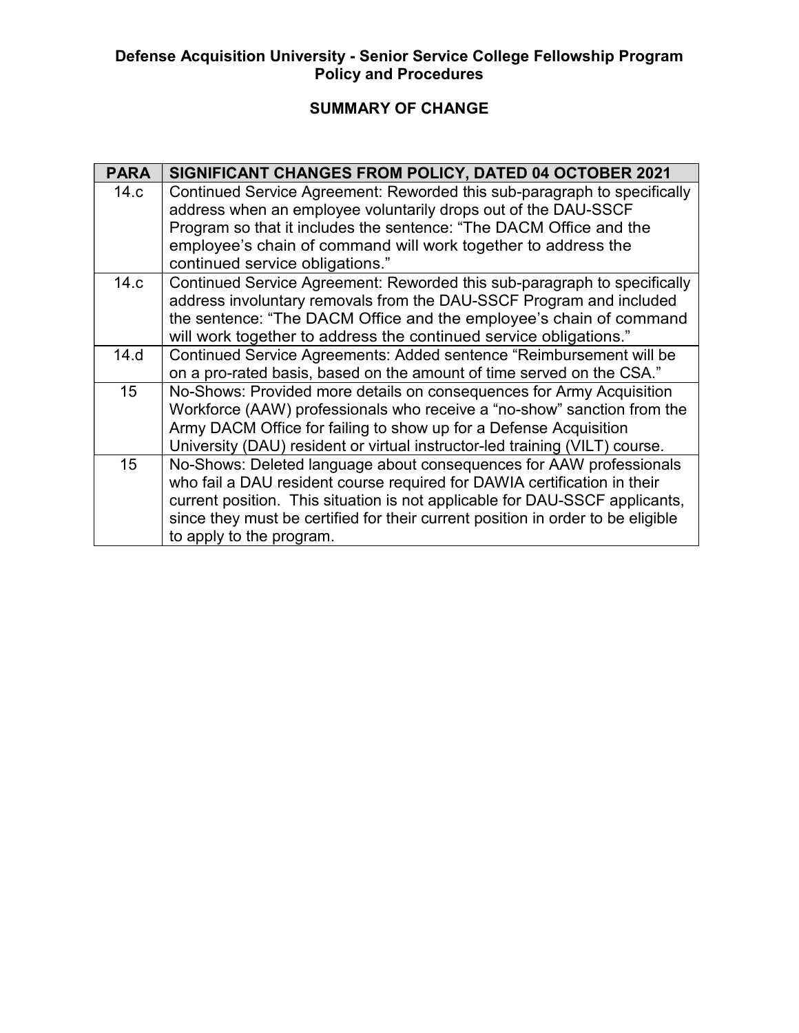**Defense Acquisition University - Senior Service College Fellowship Program Policy and Procedures**

**SUMMARY OF CHANGE**

| PARA | SIGNIFICANT CHANGES FROM POLICY, DATED 04 OCTOBER 2021 |
|---|---|
| 14.c | Continued Service Agreement: Reworded this sub-paragraph to specifically address when an employee voluntarily drops out of the DAU-SSCF Program so that it includes the sentence: "The DACM Office and the employee's chain of command will work together to address the continued service obligations." |
| 14.c | Continued Service Agreement: Reworded this sub-paragraph to specifically address involuntary removals from the DAU-SSCF Program and included the sentence: "The DACM Office and the employee's chain of command will work together to address the continued service obligations." |
| 14.d | Continued Service Agreements: Added sentence "Reimbursement will be on a pro-rated basis, based on the amount of time served on the CSA." |
| 15 | No-Shows: Provided more details on consequences for Army Acquisition Workforce (AAW) professionals who receive a "no-show" sanction from the Army DACM Office for failing to show up for a Defense Acquisition University (DAU) resident or virtual instructor-led training (VILT) course. |
| 15 | No-Shows: Deleted language about consequences for AAW professionals who fail a DAU resident course required for DAWIA certification in their current position. This situation is not applicable for DAU-SSCF applicants, since they must be certified for their current position in order to be eligible to apply to the program. |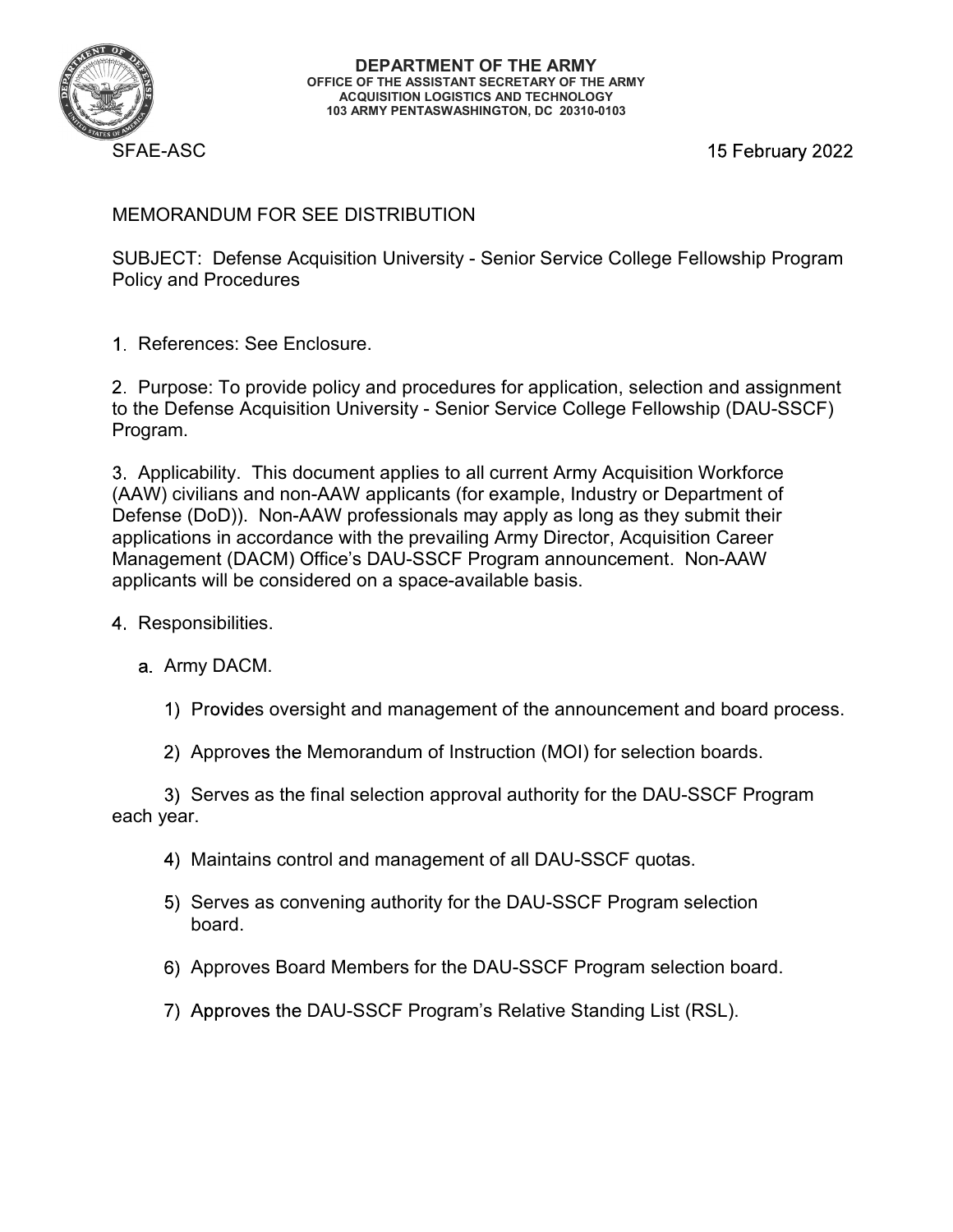**DEPARTMENT OF THE ARMY**
**OFFICE OF THE ASSISTANT SECRETARY OF THE ARMY**
**ACQUISITION LOGISTICS AND TECHNOLOGY**
**103 ARMY PENTASWASHINGTON, DC 20310-0103**

SFAE-ASC 15 February 2022

MEMORANDUM FOR SEE DISTRIBUTION

SUBJECT: Defense Acquisition University - Senior Service College Fellowship Program Policy and Procedures

1. References: See Enclosure.

2. Purpose: To provide policy and procedures for application, selection and assignment to the Defense Acquisition University - Senior Service College Fellowship (DAU-SSCF) Program.

3. Applicability. This document applies to all current Army Acquisition Workforce (AAW) civilians and non-AAW applicants (for example, Industry or Department of Defense (DoD)). Non-AAW professionals may apply as long as they submit their applications in accordance with the prevailing Army Director, Acquisition Career Management (DACM) Office's DAU-SSCF Program announcement. Non-AAW applicants will be considered on a space-available basis.

4. Responsibilities.

   a. Army DACM.

      1) Provides oversight and management of the announcement and board process.

      2) Approves the Memorandum of Instruction (MOI) for selection boards.

      3) Serves as the final selection approval authority for the DAU-SSCF Program each year.

      4) Maintains control and management of all DAU-SSCF quotas.

      5) Serves as convening authority for the DAU-SSCF Program selection board.

      6) Approves Board Members for the DAU-SSCF Program selection board.

      7) Approves the DAU-SSCF Program's Relative Standing List (RSL).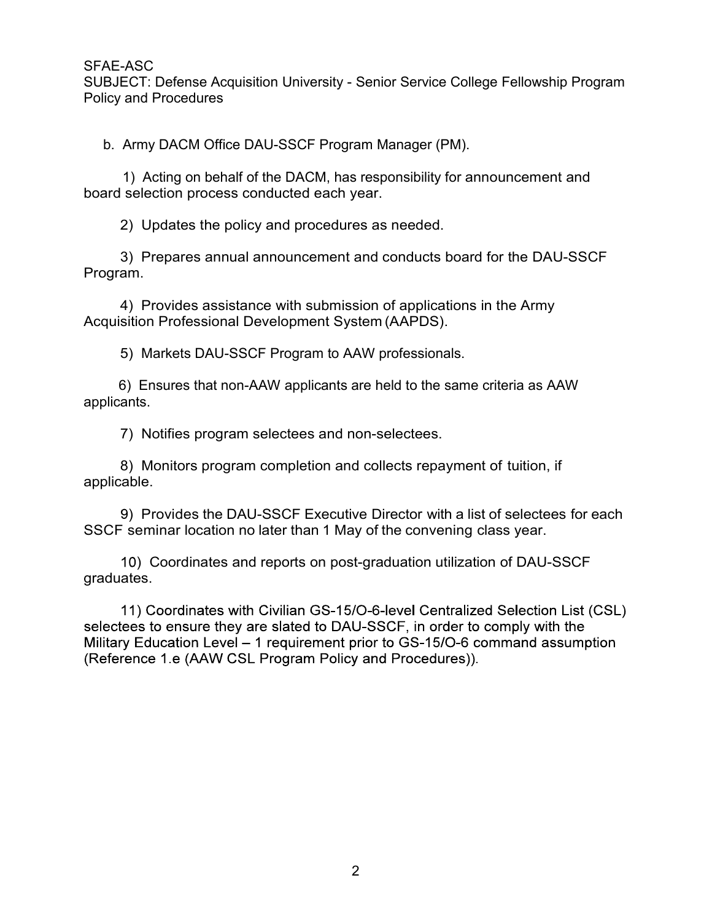b. Army DACM Office DAU-SSCF Program Manager (PM).

1) Acting on behalf of the DACM, has responsibility for announcement and board selection process conducted each year.

2) Updates the policy and procedures as needed.

3) Prepares annual announcement and conducts board for the DAU-SSCF Program.

4) Provides assistance with submission of applications in the Army Acquisition Professional Development System (AAPDS).

5) Markets DAU-SSCF Program to AAW professionals.

6) Ensures that non-AAW applicants are held to the same criteria as AAW applicants.

7) Notifies program selectees and non-selectees.

8) Monitors program completion and collects repayment of tuition, if applicable.

9) Provides the DAU-SSCF Executive Director with a list of selectees for each SSCF seminar location no later than 1 May of the convening class year.

10) Coordinates and reports on post-graduation utilization of DAU-SSCF graduates.

11) Coordinates with Civilian GS-15/O-6-level Centralized Selection List (CSL) selectees to ensure they are slated to DAU-SSCF, in order to comply with the Military Education Level – 1 requirement prior to GS-15/O-6 command assumption (Reference 1.e (AAW CSL Program Policy and Procedures)).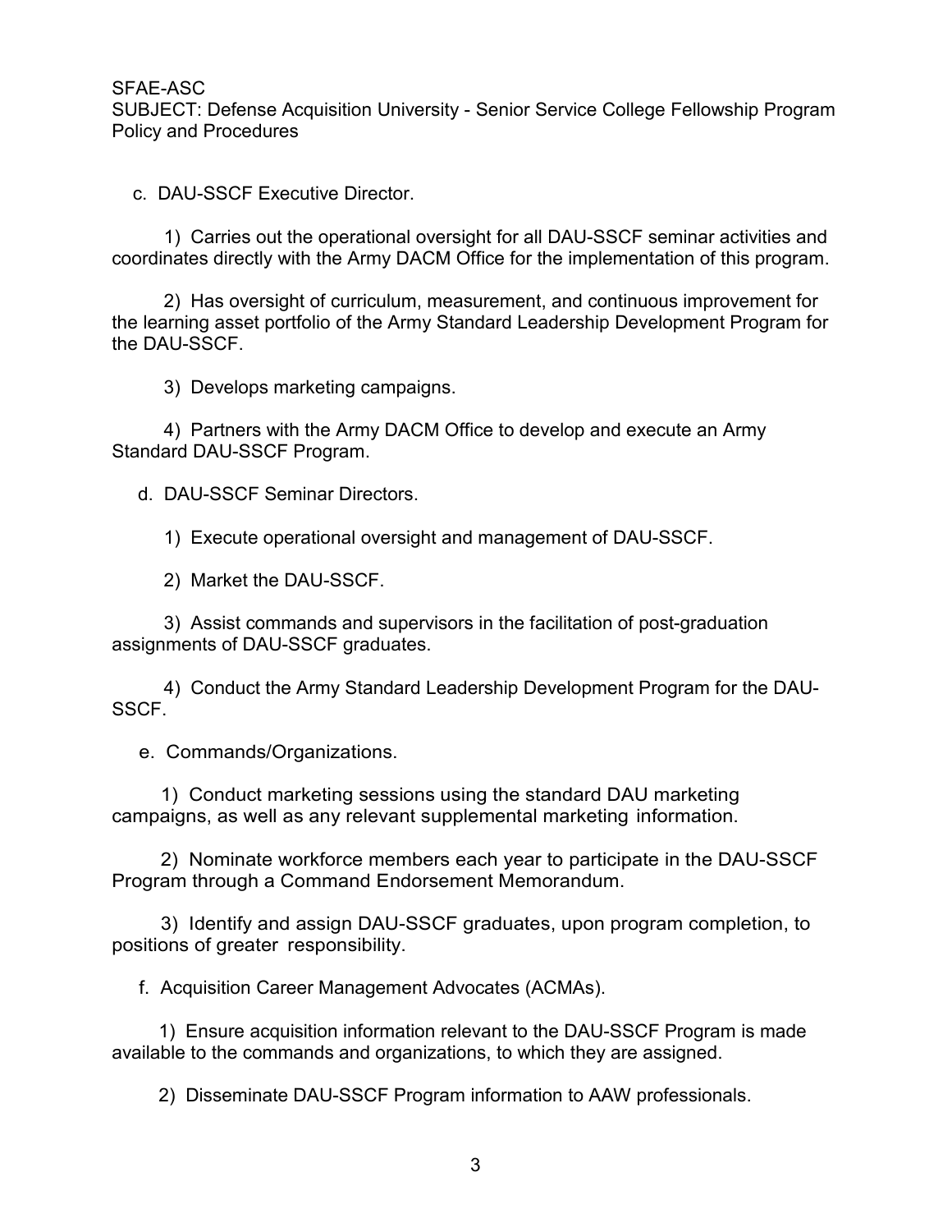c. DAU-SSCF Executive Director.

1) Carries out the operational oversight for all DAU-SSCF seminar activities and coordinates directly with the Army DACM Office for the implementation of this program.

2) Has oversight of curriculum, measurement, and continuous improvement for the learning asset portfolio of the Army Standard Leadership Development Program for the DAU-SSCF.

3) Develops marketing campaigns.

4) Partners with the Army DACM Office to develop and execute an Army Standard DAU-SSCF Program.

d. DAU-SSCF Seminar Directors.

1) Execute operational oversight and management of DAU-SSCF.

2) Market the DAU-SSCF.

3) Assist commands and supervisors in the facilitation of post-graduation assignments of DAU-SSCF graduates.

4) Conduct the Army Standard Leadership Development Program for the DAU-SSCF.

e. Commands/Organizations.

1) Conduct marketing sessions using the standard DAU marketing campaigns, as well as any relevant supplemental marketing information.

2) Nominate workforce members each year to participate in the DAU-SSCF Program through a Command Endorsement Memorandum.

3) Identify and assign DAU-SSCF graduates, upon program completion, to positions of greater responsibility.

f. Acquisition Career Management Advocates (ACMAs).

1) Ensure acquisition information relevant to the DAU-SSCF Program is made available to the commands and organizations, to which they are assigned.

2) Disseminate DAU-SSCF Program information to AAW professionals.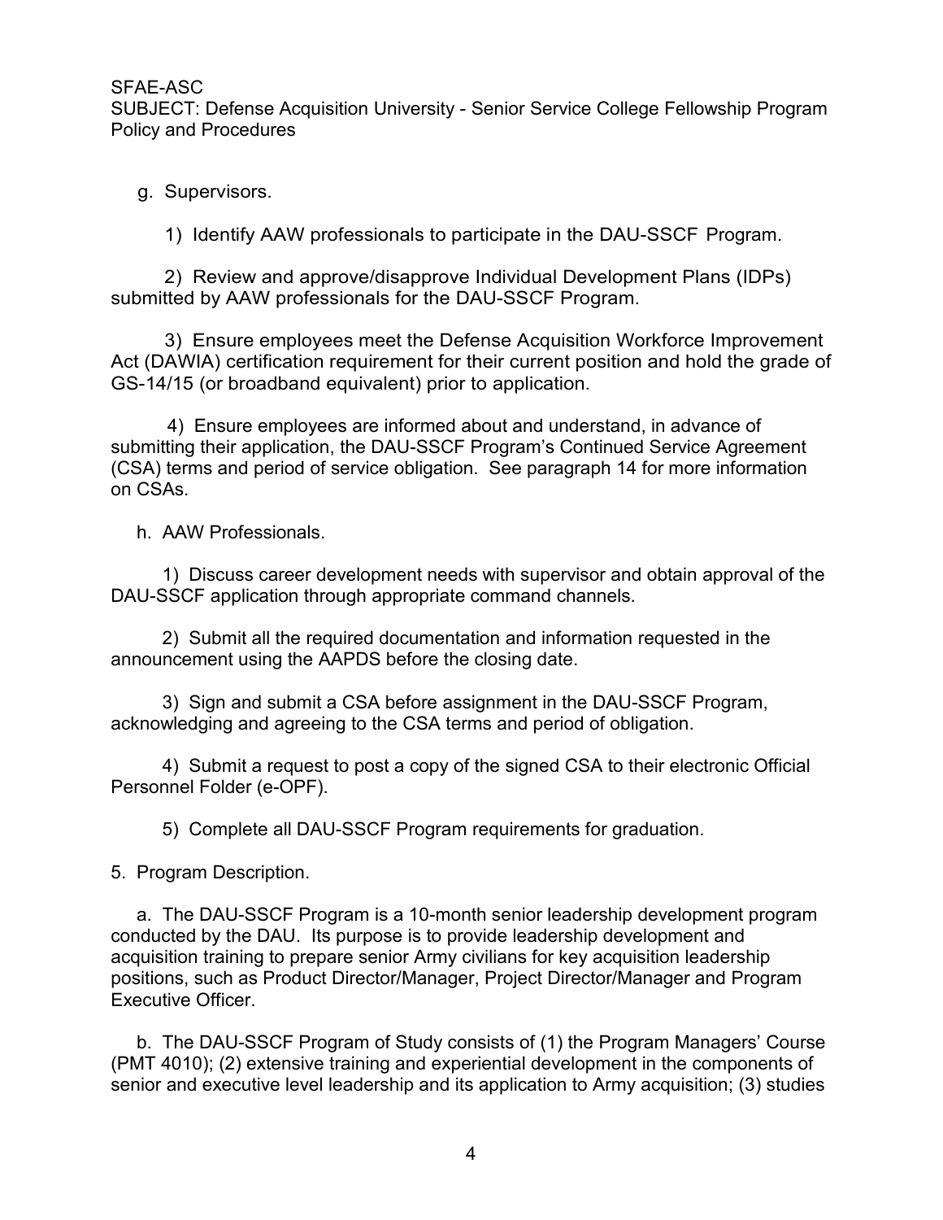g. Supervisors.

1) Identify AAW professionals to participate in the DAU-SSCF Program.

2) Review and approve/disapprove Individual Development Plans (IDPs) submitted by AAW professionals for the DAU-SSCF Program.

3) Ensure employees meet the Defense Acquisition Workforce Improvement Act (DAWIA) certification requirement for their current position and hold the grade of GS-14/15 (or broadband equivalent) prior to application.

4) Ensure employees are informed about and understand, in advance of submitting their application, the DAU-SSCF Program's Continued Service Agreement (CSA) terms and period of service obligation. See paragraph 14 for more information on CSAs.

h. AAW Professionals.

1) Discuss career development needs with supervisor and obtain approval of the DAU-SSCF application through appropriate command channels.

2) Submit all the required documentation and information requested in the announcement using the AAPDS before the closing date.

3) Sign and submit a CSA before assignment in the DAU-SSCF Program, acknowledging and agreeing to the CSA terms and period of obligation.

4) Submit a request to post a copy of the signed CSA to their electronic Official Personnel Folder (e-OPF).

5) Complete all DAU-SSCF Program requirements for graduation.

5. Program Description.

a. The DAU-SSCF Program is a 10-month senior leadership development program conducted by the DAU. Its purpose is to provide leadership development and acquisition training to prepare senior Army civilians for key acquisition leadership positions, such as Product Director/Manager, Project Director/Manager and Program Executive Officer.

b. The DAU-SSCF Program of Study consists of (1) the Program Managers' Course (PMT 4010); (2) extensive training and experiential development in the components of senior and executive level leadership and its application to Army acquisition; (3) studies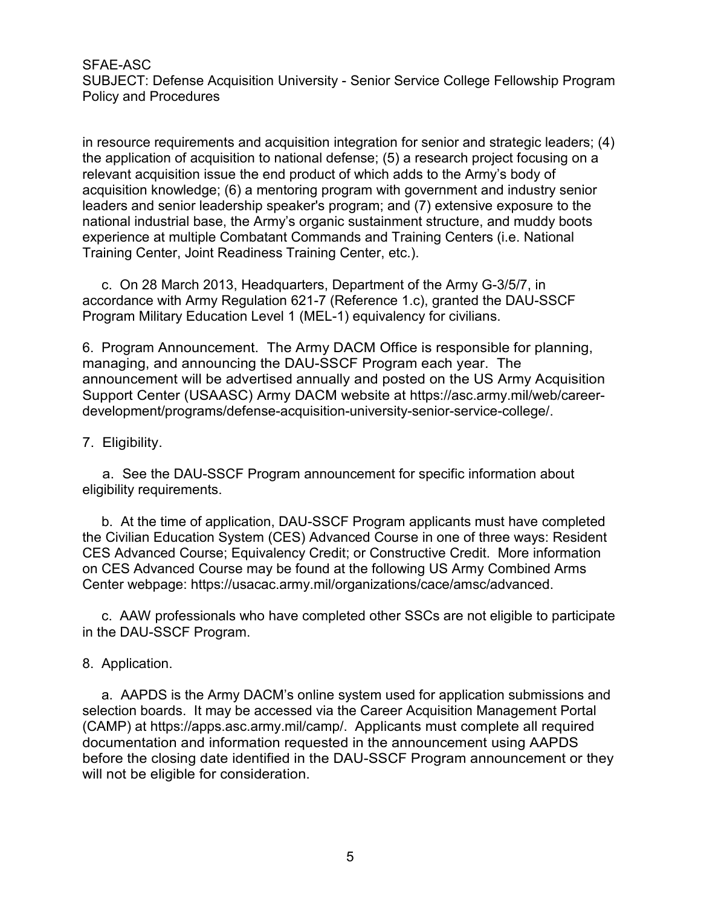in resource requirements and acquisition integration for senior and strategic leaders; (4) the application of acquisition to national defense; (5) a research project focusing on a relevant acquisition issue the end product of which adds to the Army's body of acquisition knowledge; (6) a mentoring program with government and industry senior leaders and senior leadership speaker's program; and (7) extensive exposure to the national industrial base, the Army's organic sustainment structure, and muddy boots experience at multiple Combatant Commands and Training Centers (i.e. National Training Center, Joint Readiness Training Center, etc.).

c. On 28 March 2013, Headquarters, Department of the Army G-3/5/7, in accordance with Army Regulation 621-7 (Reference 1.c), granted the DAU-SSCF Program Military Education Level 1 (MEL-1) equivalency for civilians.

6. Program Announcement. The Army DACM Office is responsible for planning, managing, and announcing the DAU-SSCF Program each year. The announcement will be advertised annually and posted on the US Army Acquisition Support Center (USAASC) Army DACM website at https://asc.army.mil/web/career-development/programs/defense-acquisition-university-senior-service-college/.

7. Eligibility.

a. See the DAU-SSCF Program announcement for specific information about eligibility requirements.

b. At the time of application, DAU-SSCF Program applicants must have completed the Civilian Education System (CES) Advanced Course in one of three ways: Resident CES Advanced Course; Equivalency Credit; or Constructive Credit. More information on CES Advanced Course may be found at the following US Army Combined Arms Center webpage: https://usacac.army.mil/organizations/cace/amsc/advanced.

c. AAW professionals who have completed other SSCs are not eligible to participate in the DAU-SSCF Program.

8. Application.

a. AAPDS is the Army DACM's online system used for application submissions and selection boards. It may be accessed via the Career Acquisition Management Portal (CAMP) at https://apps.asc.army.mil/camp/. Applicants must complete all required documentation and information requested in the announcement using AAPDS before the closing date identified in the DAU-SSCF Program announcement or they will not be eligible for consideration.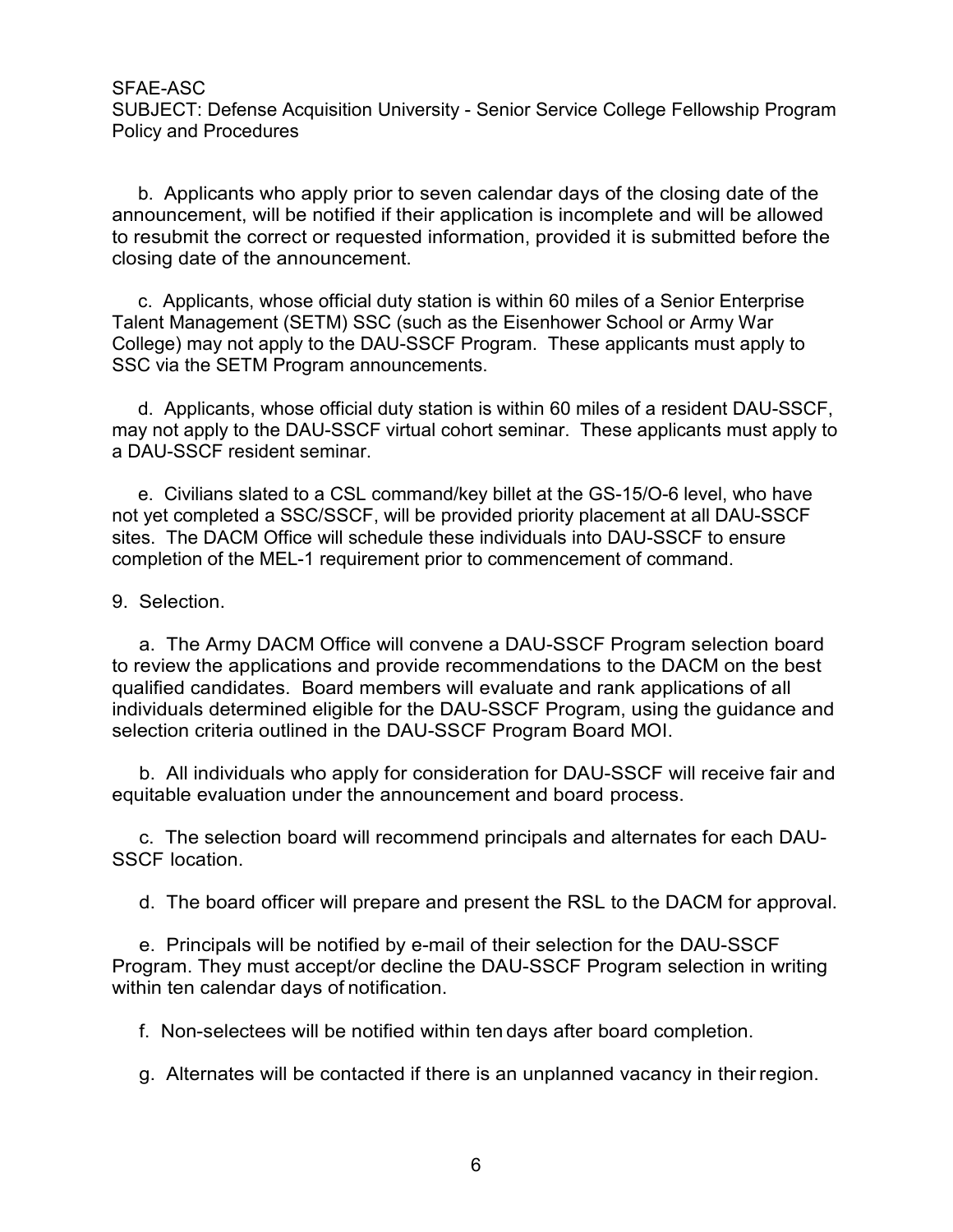b. Applicants who apply prior to seven calendar days of the closing date of the announcement, will be notified if their application is incomplete and will be allowed to resubmit the correct or requested information, provided it is submitted before the closing date of the announcement.

c. Applicants, whose official duty station is within 60 miles of a Senior Enterprise Talent Management (SETM) SSC (such as the Eisenhower School or Army War College) may not apply to the DAU-SSCF Program. These applicants must apply to SSC via the SETM Program announcements.

d. Applicants, whose official duty station is within 60 miles of a resident DAU-SSCF, may not apply to the DAU-SSCF virtual cohort seminar. These applicants must apply to a DAU-SSCF resident seminar.

e. Civilians slated to a CSL command/key billet at the GS-15/O-6 level, who have not yet completed a SSC/SSCF, will be provided priority placement at all DAU-SSCF sites. The DACM Office will schedule these individuals into DAU-SSCF to ensure completion of the MEL-1 requirement prior to commencement of command.

9. Selection.

a. The Army DACM Office will convene a DAU-SSCF Program selection board to review the applications and provide recommendations to the DACM on the best qualified candidates. Board members will evaluate and rank applications of all individuals determined eligible for the DAU-SSCF Program, using the guidance and selection criteria outlined in the DAU-SSCF Program Board MOI.

b. All individuals who apply for consideration for DAU-SSCF will receive fair and equitable evaluation under the announcement and board process.

c. The selection board will recommend principals and alternates for each DAU-SSCF location.

d. The board officer will prepare and present the RSL to the DACM for approval.

e. Principals will be notified by e-mail of their selection for the DAU-SSCF Program. They must accept/or decline the DAU-SSCF Program selection in writing within ten calendar days of notification.

f. Non-selectees will be notified within ten days after board completion.

g. Alternates will be contacted if there is an unplanned vacancy in their region.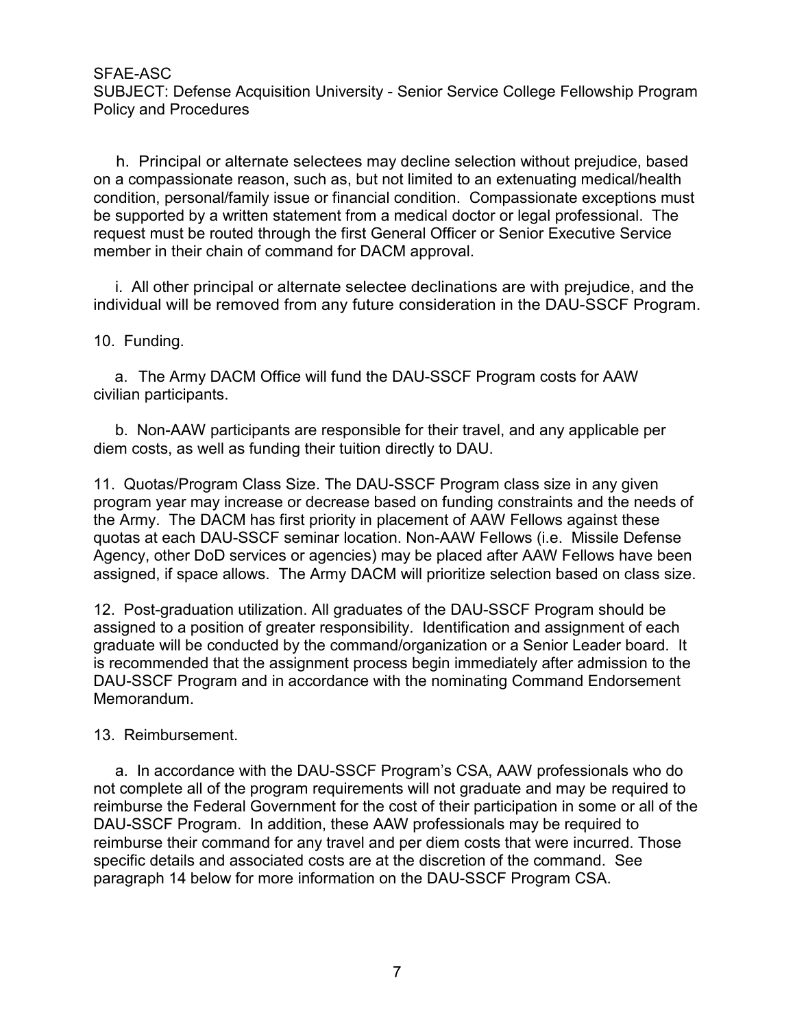h. Principal or alternate selectees may decline selection without prejudice, based on a compassionate reason, such as, but not limited to an extenuating medical/health condition, personal/family issue or financial condition. Compassionate exceptions must be supported by a written statement from a medical doctor or legal professional. The request must be routed through the first General Officer or Senior Executive Service member in their chain of command for DACM approval.

i. All other principal or alternate selectee declinations are with prejudice, and the individual will be removed from any future consideration in the DAU-SSCF Program.

10. Funding.

a. The Army DACM Office will fund the DAU-SSCF Program costs for AAW civilian participants.

b. Non-AAW participants are responsible for their travel, and any applicable per diem costs, as well as funding their tuition directly to DAU.

11. Quotas/Program Class Size. The DAU-SSCF Program class size in any given program year may increase or decrease based on funding constraints and the needs of the Army. The DACM has first priority in placement of AAW Fellows against these quotas at each DAU-SSCF seminar location. Non-AAW Fellows (i.e. Missile Defense Agency, other DoD services or agencies) may be placed after AAW Fellows have been assigned, if space allows. The Army DACM will prioritize selection based on class size.

12. Post-graduation utilization. All graduates of the DAU-SSCF Program should be assigned to a position of greater responsibility. Identification and assignment of each graduate will be conducted by the command/organization or a Senior Leader board. It is recommended that the assignment process begin immediately after admission to the DAU-SSCF Program and in accordance with the nominating Command Endorsement Memorandum.

13. Reimbursement.

a. In accordance with the DAU-SSCF Program's CSA, AAW professionals who do not complete all of the program requirements will not graduate and may be required to reimburse the Federal Government for the cost of their participation in some or all of the DAU-SSCF Program. In addition, these AAW professionals may be required to reimburse their command for any travel and per diem costs that were incurred. Those specific details and associated costs are at the discretion of the command. See paragraph 14 below for more information on the DAU-SSCF Program CSA.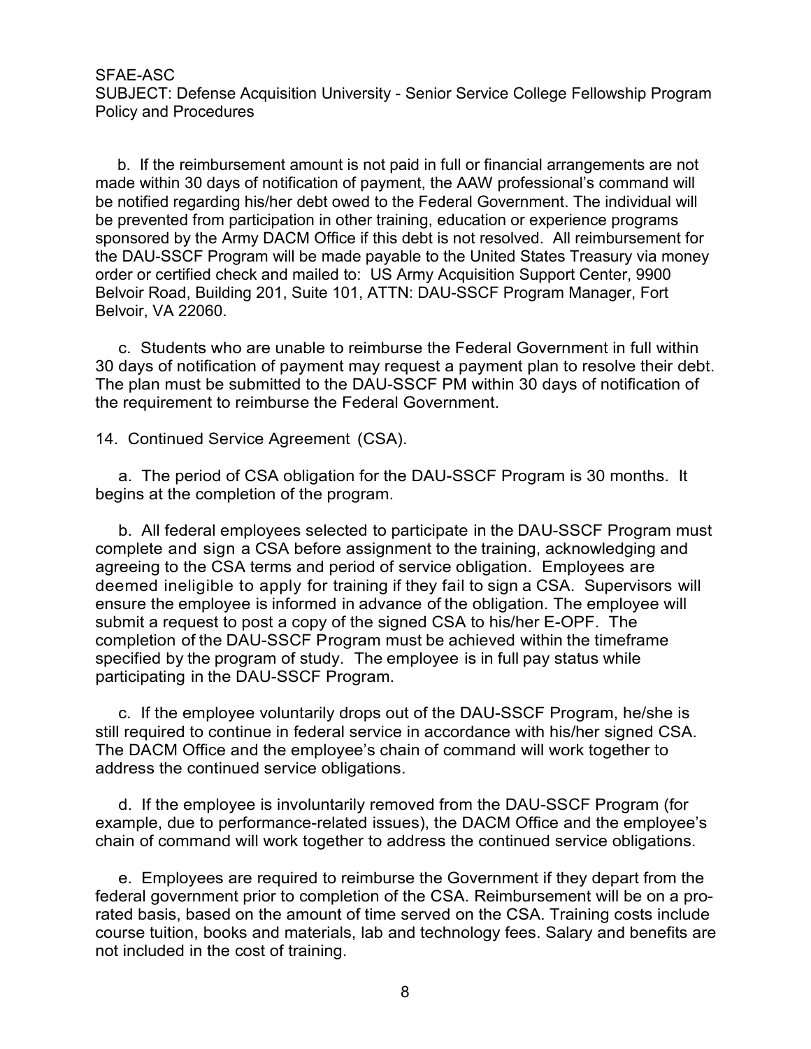b. If the reimbursement amount is not paid in full or financial arrangements are not made within 30 days of notification of payment, the AAW professional's command will be notified regarding his/her debt owed to the Federal Government. The individual will be prevented from participation in other training, education or experience programs sponsored by the Army DACM Office if this debt is not resolved. All reimbursement for the DAU-SSCF Program will be made payable to the United States Treasury via money order or certified check and mailed to: US Army Acquisition Support Center, 9900 Belvoir Road, Building 201, Suite 101, ATTN: DAU-SSCF Program Manager, Fort Belvoir, VA 22060.

c. Students who are unable to reimburse the Federal Government in full within 30 days of notification of payment may request a payment plan to resolve their debt. The plan must be submitted to the DAU-SSCF PM within 30 days of notification of the requirement to reimburse the Federal Government.

14. Continued Service Agreement (CSA).

a. The period of CSA obligation for the DAU-SSCF Program is 30 months. It begins at the completion of the program.

b. All federal employees selected to participate in the DAU-SSCF Program must complete and sign a CSA before assignment to the training, acknowledging and agreeing to the CSA terms and period of service obligation. Employees are deemed ineligible to apply for training if they fail to sign a CSA. Supervisors will ensure the employee is informed in advance of the obligation. The employee will submit a request to post a copy of the signed CSA to his/her E-OPF. The completion of the DAU-SSCF Program must be achieved within the timeframe specified by the program of study. The employee is in full pay status while participating in the DAU-SSCF Program.

c. If the employee voluntarily drops out of the DAU-SSCF Program, he/she is still required to continue in federal service in accordance with his/her signed CSA. The DACM Office and the employee's chain of command will work together to address the continued service obligations.

d. If the employee is involuntarily removed from the DAU-SSCF Program (for example, due to performance-related issues), the DACM Office and the employee's chain of command will work together to address the continued service obligations.

e. Employees are required to reimburse the Government if they depart from the federal government prior to completion of the CSA. Reimbursement will be on a pro-rated basis, based on the amount of time served on the CSA. Training costs include course tuition, books and materials, lab and technology fees. Salary and benefits are not included in the cost of training.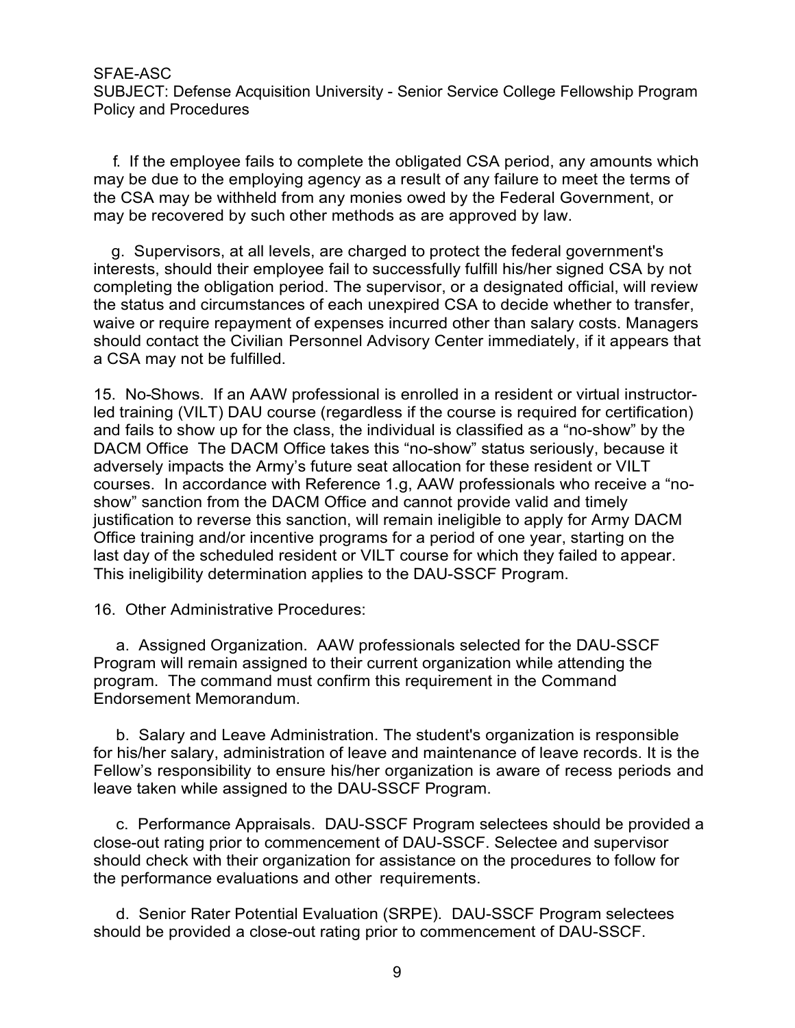f. If the employee fails to complete the obligated CSA period, any amounts which may be due to the employing agency as a result of any failure to meet the terms of the CSA may be withheld from any monies owed by the Federal Government, or may be recovered by such other methods as are approved by law.

g. Supervisors, at all levels, are charged to protect the federal government's interests, should their employee fail to successfully fulfill his/her signed CSA by not completing the obligation period. The supervisor, or a designated official, will review the status and circumstances of each unexpired CSA to decide whether to transfer, waive or require repayment of expenses incurred other than salary costs. Managers should contact the Civilian Personnel Advisory Center immediately, if it appears that a CSA may not be fulfilled.

15. No-Shows. If an AAW professional is enrolled in a resident or virtual instructor-led training (VILT) DAU course (regardless if the course is required for certification) and fails to show up for the class, the individual is classified as a "no-show" by the DACM Office The DACM Office takes this "no-show" status seriously, because it adversely impacts the Army's future seat allocation for these resident or VILT courses. In accordance with Reference 1.g, AAW professionals who receive a "no-show" sanction from the DACM Office and cannot provide valid and timely justification to reverse this sanction, will remain ineligible to apply for Army DACM Office training and/or incentive programs for a period of one year, starting on the last day of the scheduled resident or VILT course for which they failed to appear. This ineligibility determination applies to the DAU-SSCF Program.

16. Other Administrative Procedures:

a. Assigned Organization. AAW professionals selected for the DAU-SSCF Program will remain assigned to their current organization while attending the program. The command must confirm this requirement in the Command Endorsement Memorandum.

b. Salary and Leave Administration. The student's organization is responsible for his/her salary, administration of leave and maintenance of leave records. It is the Fellow's responsibility to ensure his/her organization is aware of recess periods and leave taken while assigned to the DAU-SSCF Program.

c. Performance Appraisals. DAU-SSCF Program selectees should be provided a close-out rating prior to commencement of DAU-SSCF. Selectee and supervisor should check with their organization for assistance on the procedures to follow for the performance evaluations and other requirements.

d. Senior Rater Potential Evaluation (SRPE). DAU-SSCF Program selectees should be provided a close-out rating prior to commencement of DAU-SSCF.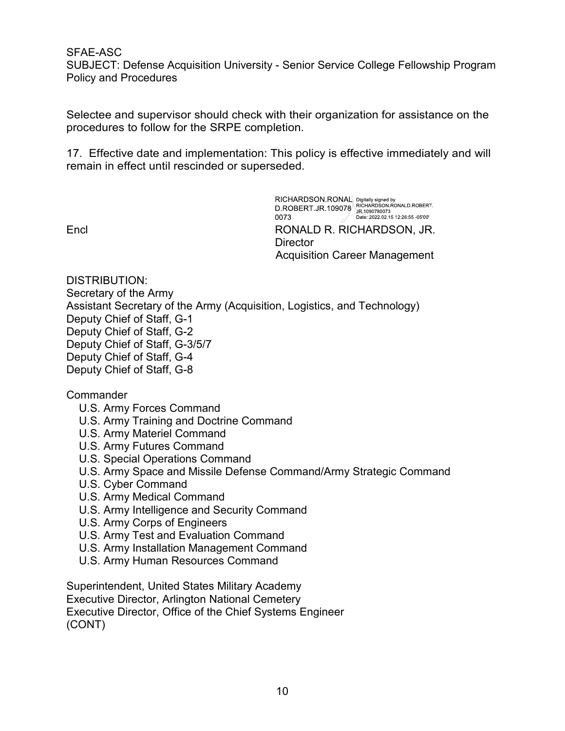Selectee and supervisor should check with their organization for assistance on the procedures to follow for the SRPE completion.

17. Effective date and implementation: This policy is effective immediately and will remain in effect until rescinded or superseded.

RICHARDSON.RONALD.ROBERT.JR.1090780073 Digitally signed by RICHARDSON.RONALD.ROBERT.JR.1090780073 Date: 2022.02.15 12:26:55 -05'00'

Encl

RONALD R. RICHARDSON, JR.
Director
Acquisition Career Management

DISTRIBUTION:
Secretary of the Army
Assistant Secretary of the Army (Acquisition, Logistics, and Technology)
Deputy Chief of Staff, G-1
Deputy Chief of Staff, G-2
Deputy Chief of Staff, G-3/5/7
Deputy Chief of Staff, G-4
Deputy Chief of Staff, G-8

Commander
- U.S. Army Forces Command
- U.S. Army Training and Doctrine Command
- U.S. Army Materiel Command
- U.S. Army Futures Command
- U.S. Special Operations Command
- U.S. Army Space and Missile Defense Command/Army Strategic Command
- U.S. Cyber Command
- U.S. Army Medical Command
- U.S. Army Intelligence and Security Command
- U.S. Army Corps of Engineers
- U.S. Army Test and Evaluation Command
- U.S. Army Installation Management Command
- U.S. Army Human Resources Command

Superintendent, United States Military Academy
Executive Director, Arlington National Cemetery
Executive Director, Office of the Chief Systems Engineer
(CONT)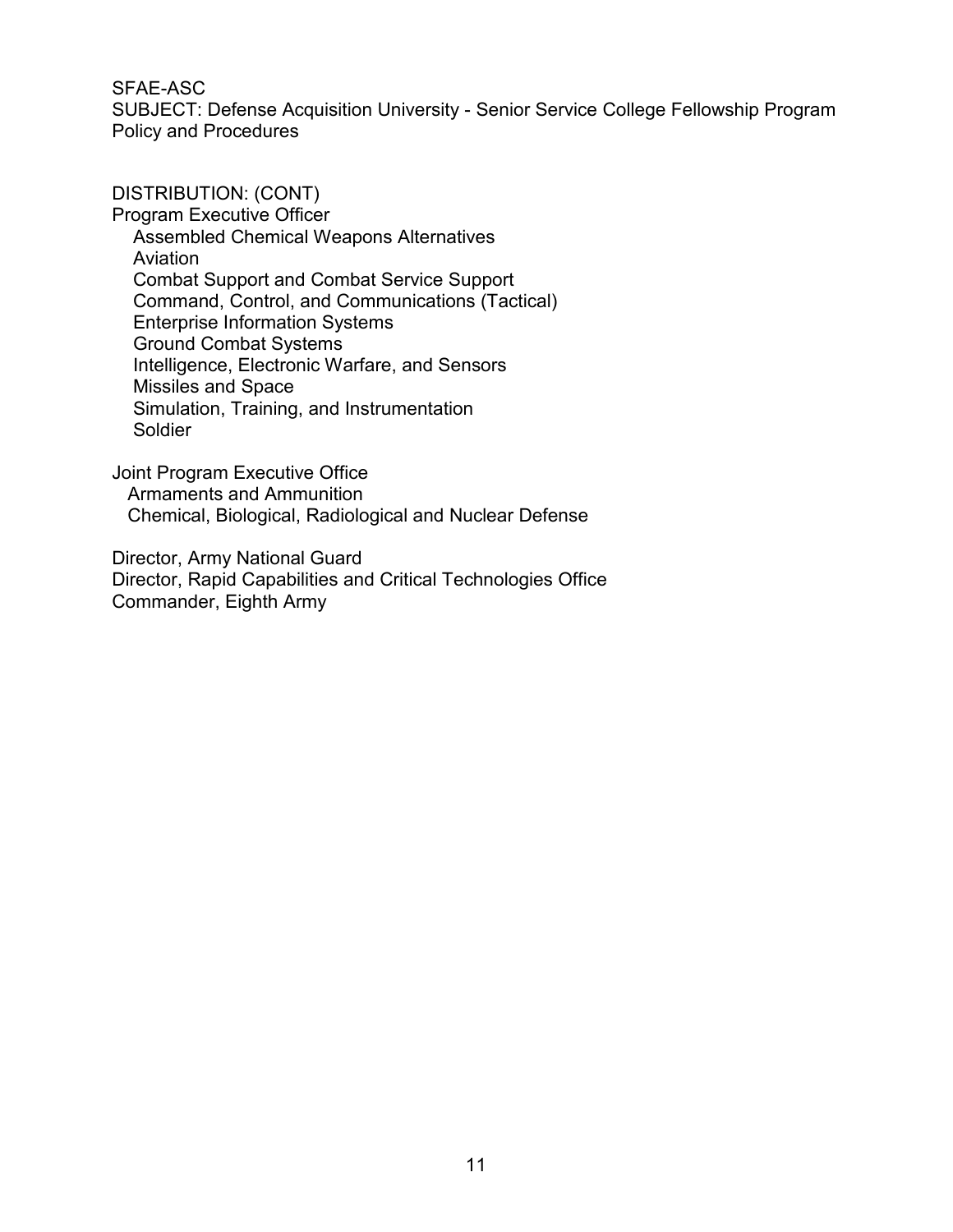SFAE-ASC
SUBJECT: Defense Acquisition University - Senior Service College Fellowship Program Policy and Procedures

DISTRIBUTION: (CONT)
Program Executive Officer
- Assembled Chemical Weapons Alternatives
- Aviation
- Combat Support and Combat Service Support
- Command, Control, and Communications (Tactical)
- Enterprise Information Systems
- Ground Combat Systems
- Intelligence, Electronic Warfare, and Sensors
- Missiles and Space
- Simulation, Training, and Instrumentation
- Soldier

Joint Program Executive Office
- Armaments and Ammunition
- Chemical, Biological, Radiological and Nuclear Defense

Director, Army National Guard
Director, Rapid Capabilities and Critical Technologies Office
Commander, Eighth Army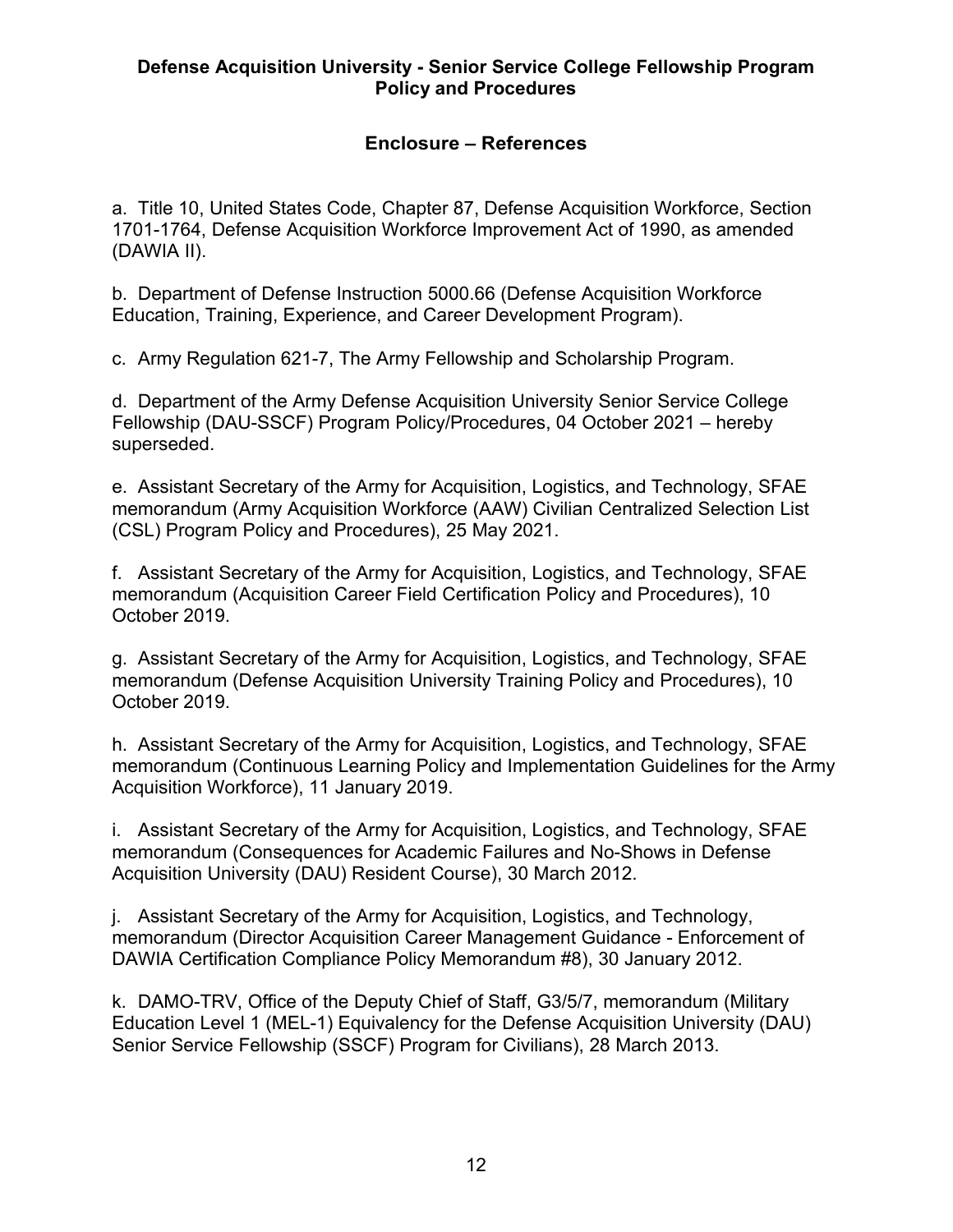## Enclosure – References

a. Title 10, United States Code, Chapter 87, Defense Acquisition Workforce, Section 1701-1764, Defense Acquisition Workforce Improvement Act of 1990, as amended (DAWIA II).

b. Department of Defense Instruction 5000.66 (Defense Acquisition Workforce Education, Training, Experience, and Career Development Program).

c. Army Regulation 621-7, The Army Fellowship and Scholarship Program.

d. Department of the Army Defense Acquisition University Senior Service College Fellowship (DAU-SSCF) Program Policy/Procedures, 04 October 2021 – hereby superseded.

e. Assistant Secretary of the Army for Acquisition, Logistics, and Technology, SFAE memorandum (Army Acquisition Workforce (AAW) Civilian Centralized Selection List (CSL) Program Policy and Procedures), 25 May 2021.

f. Assistant Secretary of the Army for Acquisition, Logistics, and Technology, SFAE memorandum (Acquisition Career Field Certification Policy and Procedures), 10 October 2019.

g. Assistant Secretary of the Army for Acquisition, Logistics, and Technology, SFAE memorandum (Defense Acquisition University Training Policy and Procedures), 10 October 2019.

h. Assistant Secretary of the Army for Acquisition, Logistics, and Technology, SFAE memorandum (Continuous Learning Policy and Implementation Guidelines for the Army Acquisition Workforce), 11 January 2019.

i. Assistant Secretary of the Army for Acquisition, Logistics, and Technology, SFAE memorandum (Consequences for Academic Failures and No-Shows in Defense Acquisition University (DAU) Resident Course), 30 March 2012.

j. Assistant Secretary of the Army for Acquisition, Logistics, and Technology, memorandum (Director Acquisition Career Management Guidance - Enforcement of DAWIA Certification Compliance Policy Memorandum #8), 30 January 2012.

k. DAMO-TRV, Office of the Deputy Chief of Staff, G3/5/7, memorandum (Military Education Level 1 (MEL-1) Equivalency for the Defense Acquisition University (DAU) Senior Service Fellowship (SSCF) Program for Civilians), 28 March 2013.